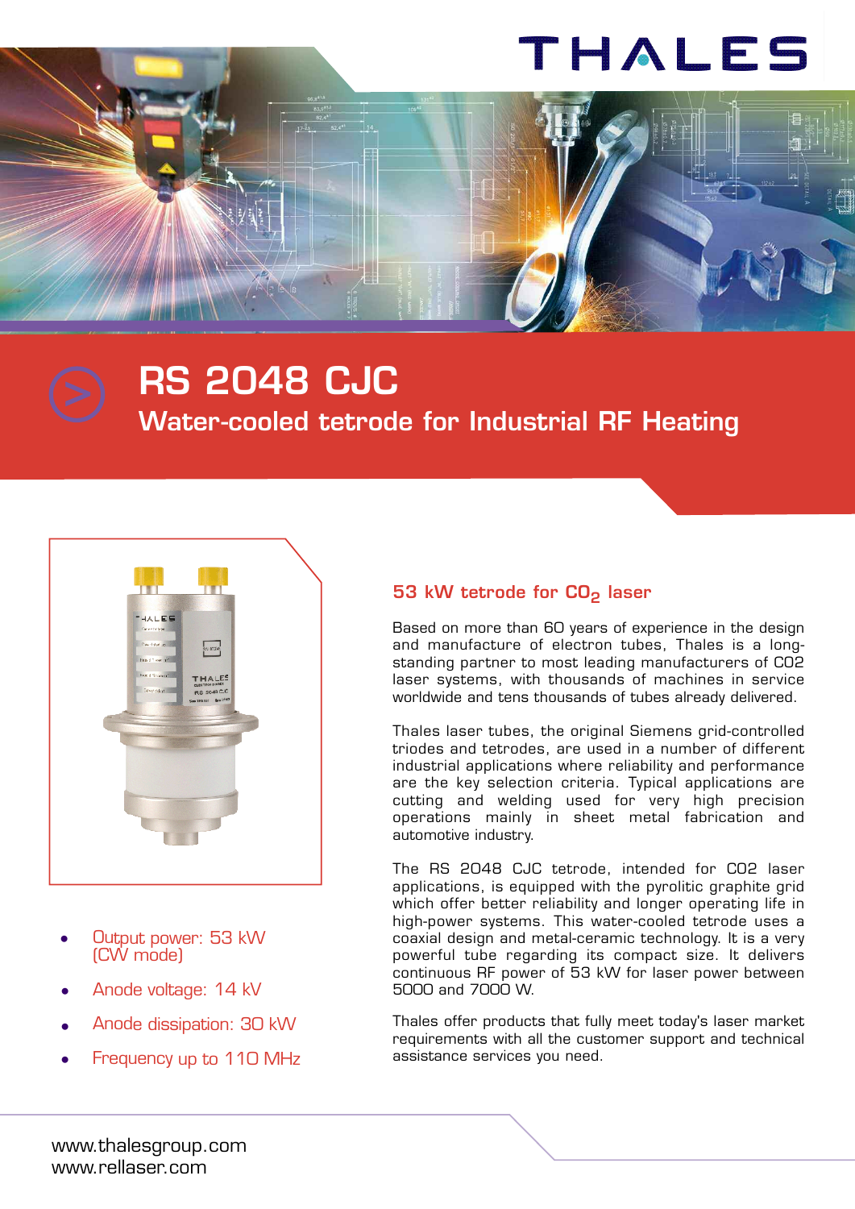THALES

# RS 2048 CJC

## Water-cooled tetrode for Industrial RF Heating

- Output power: 53 kW (CW mode)
- Anode voltage: 14 kV
- Anode dissipation: 30 kW
- Frequency up to 110 MHz

### 53 kW tetrode for $CO_2$ laser

Based on more than 60 years of experience in the design and manufacture of electron tubes, Thales is a long-standing partner to most leading manufacturers of CO2 laser systems, with thousands of machines in service worldwide and tens thousands of tubes already delivered.

Thales laser tubes, the original Siemens grid-controlled triodes and tetrodes, are used in a number of different industrial applications where reliability and performance are the key selection criteria. Typical applications are cutting and welding used for very high precision operations mainly in sheet metal fabrication and automotive industry.

The RS 2048 CJC tetrode, intended for CO2 laser applications, is equipped with the pyrolitic graphite grid which offer better reliability and longer operating life in high-power systems. This water-cooled tetrode uses a coaxial design and metal-ceramic technology. It is a very powerful tube regarding its compact size. It delivers continuous RF power of 53 kW for laser power between 5000 and 7000 W.

Thales offer products that fully meet today's laser market requirements with all the customer support and technical assistance services you need.

www.thalesgroup.com
www.rellaser.com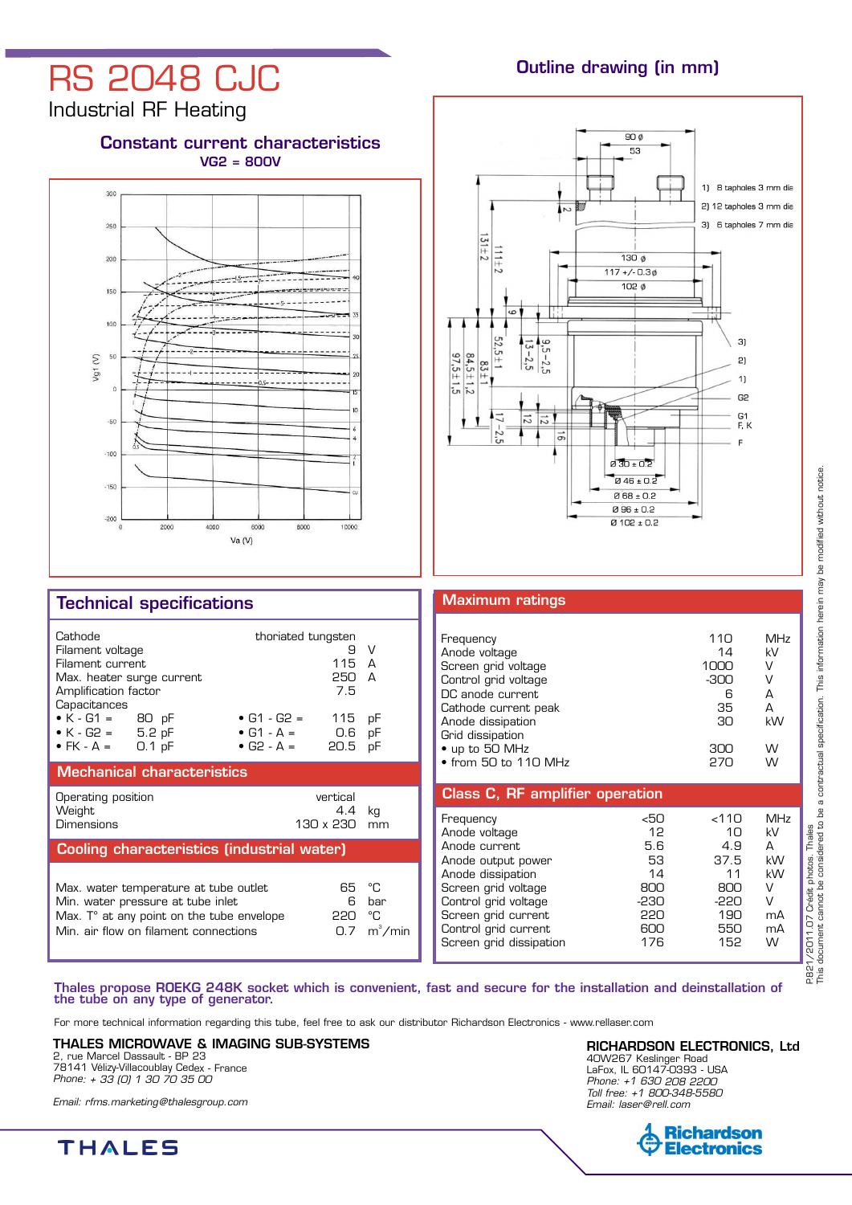# RS 2048 CJC

Industrial RF Heating

## Constant current characteristics

VG2 = 800V

Vg1 (V)

300
250
200
150
100
50
0
-50
-100
-150
-200

0 2000 4000 6000 8000 10000

Va (V)

## Outline drawing (in mm)

90 ∅
53
1) 8 tapholes 3 mm dia
2) 12 tapholes 3 mm dia
3) 6 tapholes 7 mm dia
131±2
111±2
130 ∅
117 +/- 0.3∅
102 ∅
9
52.5±1
83±1
84.5±1.2
97.5±1.5
9.5-2.5
13-2.5
17-2.5
12
12
16
3)
2)
1)
G2
G1
F, K
F
∅ 30 ± 0.2
∅ 46 ± 0.2
∅ 68 ± 0.2
∅ 96 ± 0.2
∅ 102 ± 0.2

## Technical specifications

| | | |
|---|---|---|
| Cathode | thoriated tungsten | |
| Filament voltage | 9 | V |
| Filament current | 115 | A |
| Max. heater surge current | 250 | A |
| Amplification factor | 7.5 | |

Capacitances

| | | | | |
|---|---|---|---|---|
| • K - G1 = | 80 pF | • G1 - G2 = | 115 | pF |
| • K - G2 = | 5.2 pF | • G1 - A = | 0.6 | pF |
| • FK - A = | 0.1 pF | • G2 - A = | 20.5 | pF |

## Mechanical characteristics

| | | |
|---|---|---|
| Operating position | vertical | |
| Weight | 4.4 | kg |
| Dimensions | 130 x 230 | mm |

## Cooling characteristics (industrial water)

| | | |
|---|---|---|
| Max. water temperature at tube outlet | 65 | °C |
| Min. water pressure at tube inlet | 6 | bar |
| Max. T° at any point on the tube envelope | 220 | °C |
| Min. air flow on filament connections | 0.7 | $m^3$/min |

## Maximum ratings

| | | |
|---|---|---|
| Frequency | 110 | MHz |
| Anode voltage | 14 | kV |
| Screen grid voltage | 1000 | V |
| Control grid voltage | -300 | V |
| DC anode current | 6 | A |
| Cathode current peak | 35 | A |
| Anode dissipation | 30 | kW |
| Grid dissipation | | |
| • up to 50 MHz | 300 | W |
| • from 50 to 110 MHz | 270 | W |

## Class C, RF amplifier operation

| | | | |
|---|---|---|---|
| Frequency | <50 | <110 | MHz |
| Anode voltage | 12 | 10 | kV |
| Anode current | 5.6 | 4.9 | A |
| Anode output power | 53 | 37.5 | kW |
| Anode dissipation | 14 | 11 | kW |
| Screen grid voltage | 800 | 800 | V |
| Control grid voltage | -230 | -220 | V |
| Screen grid current | 220 | 190 | mA |
| Control grid current | 600 | 550 | mA |
| Screen grid dissipation | 176 | 152 | W |

**Thales propose ROEKG 248K socket which is convenient, fast and secure for the installation and deinstallation of the tube on any type of generator.**

For more technical information regarding this tube, feel free to ask our distributor Richardson Electronics - www.rellaser.com

**THALES MICROWAVE & IMAGING SUB-SYSTEMS**
2, rue Marcel Dassault - BP 23
78141 Vélizy-Villacoublay Cedex - France
*Phone: + 33 (0) 1 30 70 35 00*

*Email: rfms.marketing@thalesgroup.com*

**RICHARDSON ELECTRONICS, Ltd**
40W267 Keslinger Road
LaFox, IL 60147-0393 - USA
*Phone: +1 630 208 2200*
*Toll free: +1 800-348-5580*
*Email: laser@rell.com*

PB21/2011.07 Crédit photos: Thales
This document cannot be considered to be a contractual specification. This information herein may be modified without notice.